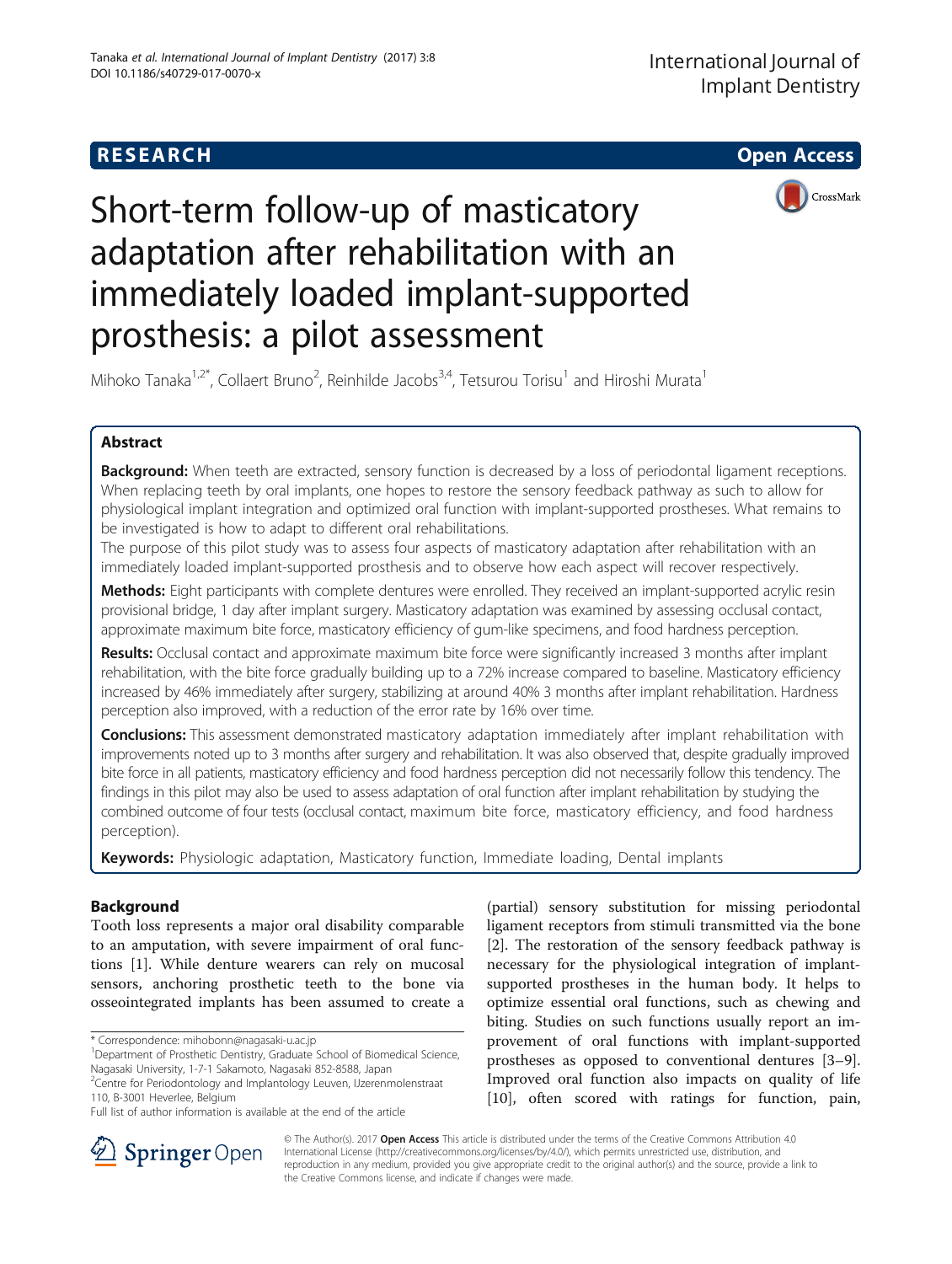**RESEARCH** **Open Access**

# Short-term follow-up of masticatory adaptation after rehabilitation with an immediately loaded implant-supported prosthesis: a pilot assessment

Mihoko Tanaka[1,2*], Collaert Bruno[2], Reinhilde Jacobs[3,4], Tetsurou Torisu[1] and Hiroshi Murata[1]

## Abstract

**Background:** When teeth are extracted, sensory function is decreased by a loss of periodontal ligament receptions. When replacing teeth by oral implants, one hopes to restore the sensory feedback pathway as such to allow for physiological implant integration and optimized oral function with implant-supported prostheses. What remains to be investigated is how to adapt to different oral rehabilitations.

The purpose of this pilot study was to assess four aspects of masticatory adaptation after rehabilitation with an immediately loaded implant-supported prosthesis and to observe how each aspect will recover respectively.

**Methods:** Eight participants with complete dentures were enrolled. They received an implant-supported acrylic resin provisional bridge, 1 day after implant surgery. Masticatory adaptation was examined by assessing occlusal contact, approximate maximum bite force, masticatory efficiency of gum-like specimens, and food hardness perception.

**Results:** Occlusal contact and approximate maximum bite force were significantly increased 3 months after implant rehabilitation, with the bite force gradually building up to a 72% increase compared to baseline. Masticatory efficiency increased by 46% immediately after surgery, stabilizing at around 40% 3 months after implant rehabilitation. Hardness perception also improved, with a reduction of the error rate by 16% over time.

**Conclusions:** This assessment demonstrated masticatory adaptation immediately after implant rehabilitation with improvements noted up to 3 months after surgery and rehabilitation. It was also observed that, despite gradually improved bite force in all patients, masticatory efficiency and food hardness perception did not necessarily follow this tendency. The findings in this pilot may also be used to assess adaptation of oral function after implant rehabilitation by studying the combined outcome of four tests (occlusal contact, maximum bite force, masticatory efficiency, and food hardness perception).

**Keywords:** Physiologic adaptation, Masticatory function, Immediate loading, Dental implants

## Background

Tooth loss represents a major oral disability comparable to an amputation, with severe impairment of oral functions [1]. While denture wearers can rely on mucosal sensors, anchoring prosthetic teeth to the bone via osseointegrated implants has been assumed to create a (partial) sensory substitution for missing periodontal ligament receptors from stimuli transmitted via the bone [2]. The restoration of the sensory feedback pathway is necessary for the physiological integration of implant-supported prostheses in the human body. It helps to optimize essential oral functions, such as chewing and biting. Studies on such functions usually report an improvement of oral functions with implant-supported prostheses as opposed to conventional dentures [3–9]. Improved oral function also impacts on quality of life [10], often scored with ratings for function, pain,

\* Correspondence: mihobonn@nagasaki-u.ac.jp

[1]Department of Prosthetic Dentistry, Graduate School of Biomedical Science, Nagasaki University, 1-7-1 Sakamoto, Nagasaki 852-8588, Japan

[2]Centre for Periodontology and Implantology Leuven, IJzerenmolenstraat 110, B-3001 Heverlee, Belgium

Full list of author information is available at the end of the article

© The Author(s). 2017 **Open Access** This article is distributed under the terms of the Creative Commons Attribution 4.0 International License (http://creativecommons.org/licenses/by/4.0/), which permits unrestricted use, distribution, and reproduction in any medium, provided you give appropriate credit to the original author(s) and the source, provide a link to the Creative Commons license, and indicate if changes were made.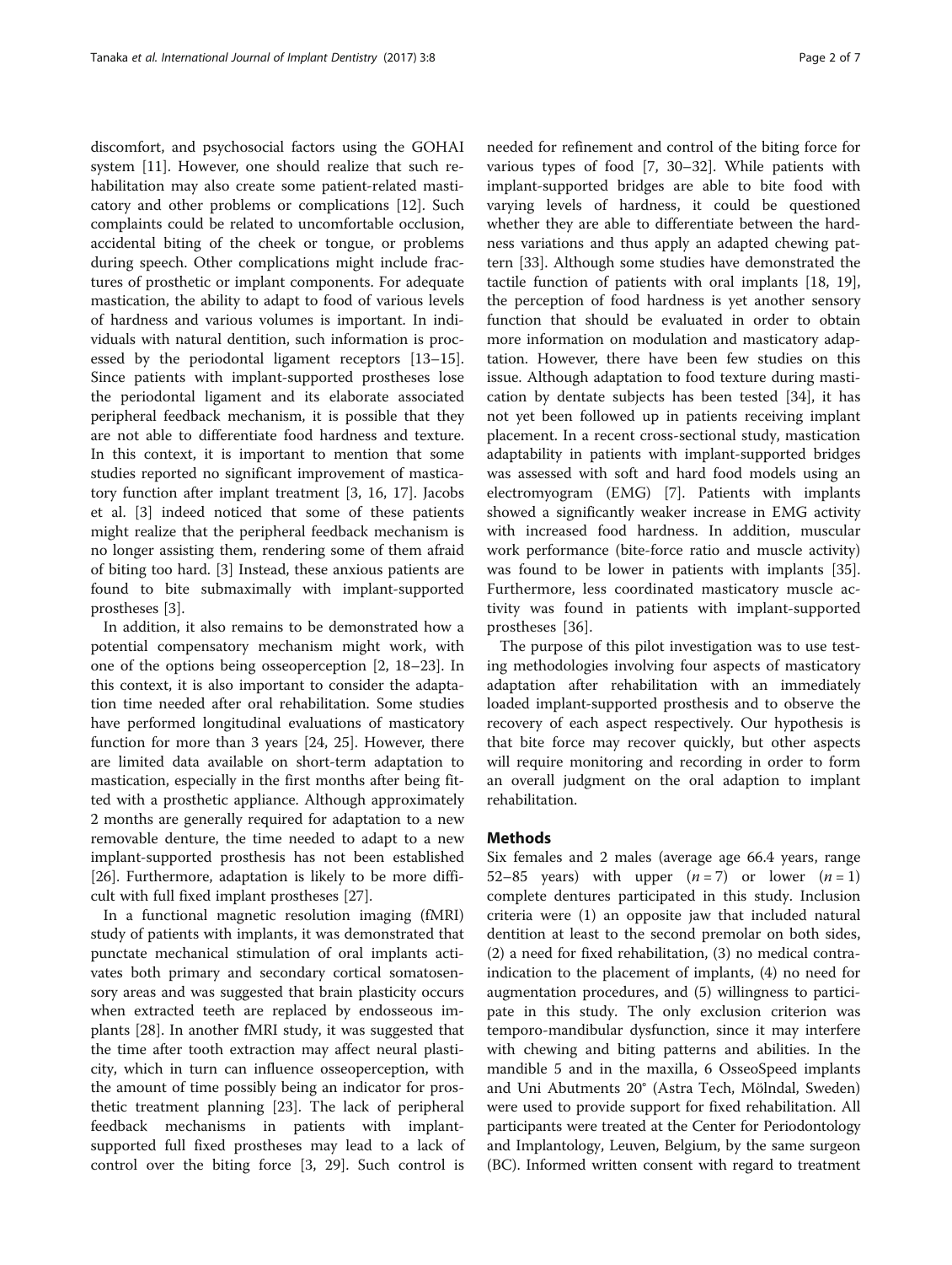discomfort, and psychosocial factors using the GOHAI system [11]. However, one should realize that such rehabilitation may also create some patient-related masticatory and other problems or complications [12]. Such complaints could be related to uncomfortable occlusion, accidental biting of the cheek or tongue, or problems during speech. Other complications might include fractures of prosthetic or implant components. For adequate mastication, the ability to adapt to food of various levels of hardness and various volumes is important. In individuals with natural dentition, such information is processed by the periodontal ligament receptors [13–15]. Since patients with implant-supported prostheses lose the periodontal ligament and its elaborate associated peripheral feedback mechanism, it is possible that they are not able to differentiate food hardness and texture. In this context, it is important to mention that some studies reported no significant improvement of masticatory function after implant treatment [3, 16, 17]. Jacobs et al. [3] indeed noticed that some of these patients might realize that the peripheral feedback mechanism is no longer assisting them, rendering some of them afraid of biting too hard. [3] Instead, these anxious patients are found to bite submaximally with implant-supported prostheses [3].

In addition, it also remains to be demonstrated how a potential compensatory mechanism might work, with one of the options being osseoperception [2, 18–23]. In this context, it is also important to consider the adaptation time needed after oral rehabilitation. Some studies have performed longitudinal evaluations of masticatory function for more than 3 years [24, 25]. However, there are limited data available on short-term adaptation to mastication, especially in the first months after being fitted with a prosthetic appliance. Although approximately 2 months are generally required for adaptation to a new removable denture, the time needed to adapt to a new implant-supported prosthesis has not been established [26]. Furthermore, adaptation is likely to be more difficult with full fixed implant prostheses [27].

In a functional magnetic resolution imaging (fMRI) study of patients with implants, it was demonstrated that punctate mechanical stimulation of oral implants activates both primary and secondary cortical somatosensory areas and was suggested that brain plasticity occurs when extracted teeth are replaced by endosseous implants [28]. In another fMRI study, it was suggested that the time after tooth extraction may affect neural plasticity, which in turn can influence osseoperception, with the amount of time possibly being an indicator for prosthetic treatment planning [23]. The lack of peripheral feedback mechanisms in patients with implant-supported full fixed prostheses may lead to a lack of control over the biting force [3, 29]. Such control is needed for refinement and control of the biting force for various types of food [7, 30–32]. While patients with implant-supported bridges are able to bite food with varying levels of hardness, it could be questioned whether they are able to differentiate between the hardness variations and thus apply an adapted chewing pattern [33]. Although some studies have demonstrated the tactile function of patients with oral implants [18, 19], the perception of food hardness is yet another sensory function that should be evaluated in order to obtain more information on modulation and masticatory adaptation. However, there have been few studies on this issue. Although adaptation to food texture during mastication by dentate subjects has been tested [34], it has not yet been followed up in patients receiving implant placement. In a recent cross-sectional study, mastication adaptability in patients with implant-supported bridges was assessed with soft and hard food models using an electromyogram (EMG) [7]. Patients with implants showed a significantly weaker increase in EMG activity with increased food hardness. In addition, muscular work performance (bite-force ratio and muscle activity) was found to be lower in patients with implants [35]. Furthermore, less coordinated masticatory muscle activity was found in patients with implant-supported prostheses [36].

The purpose of this pilot investigation was to use testing methodologies involving four aspects of masticatory adaptation after rehabilitation with an immediately loaded implant-supported prosthesis and to observe the recovery of each aspect respectively. Our hypothesis is that bite force may recover quickly, but other aspects will require monitoring and recording in order to form an overall judgment on the oral adaption to implant rehabilitation.

## Methods

Six females and 2 males (average age 66.4 years, range 52–85 years) with upper ($n = 7$) or lower ($n = 1$) complete dentures participated in this study. Inclusion criteria were (1) an opposite jaw that included natural dentition at least to the second premolar on both sides, (2) a need for fixed rehabilitation, (3) no medical contraindication to the placement of implants, (4) no need for augmentation procedures, and (5) willingness to participate in this study. The only exclusion criterion was temporo-mandibular dysfunction, since it may interfere with chewing and biting patterns and abilities. In the mandible 5 and in the maxilla, 6 OsseoSpeed implants and Uni Abutments 20° (Astra Tech, Mölndal, Sweden) were used to provide support for fixed rehabilitation. All participants were treated at the Center for Periodontology and Implantology, Leuven, Belgium, by the same surgeon (BC). Informed written consent with regard to treatment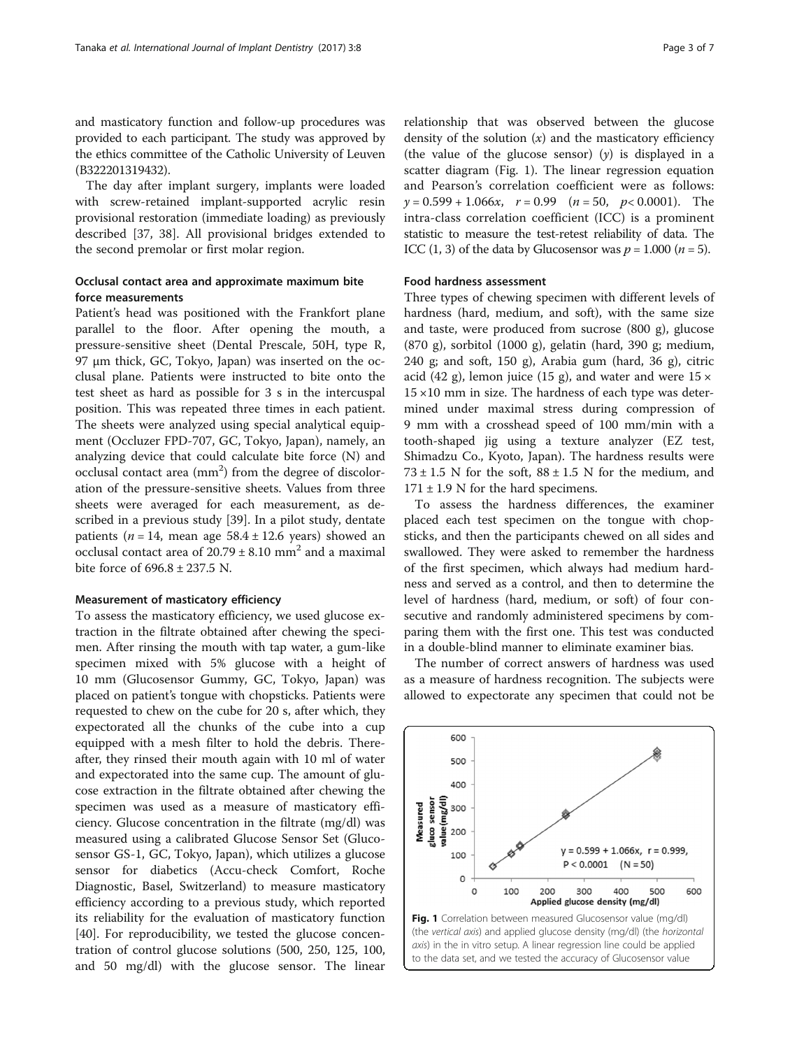and masticatory function and follow-up procedures was provided to each participant. The study was approved by the ethics committee of the Catholic University of Leuven (B322201319432).

The day after implant surgery, implants were loaded with screw-retained implant-supported acrylic resin provisional restoration (immediate loading) as previously described [37, 38]. All provisional bridges extended to the second premolar or first molar region.

### Occlusal contact area and approximate maximum bite force measurements

Patient's head was positioned with the Frankfort plane parallel to the floor. After opening the mouth, a pressure-sensitive sheet (Dental Prescale, 50H, type R, 97 μm thick, GC, Tokyo, Japan) was inserted on the occlusal plane. Patients were instructed to bite onto the test sheet as hard as possible for 3 s in the intercuspal position. This was repeated three times in each patient. The sheets were analyzed using special analytical equipment (Occluzer FPD-707, GC, Tokyo, Japan), namely, an analyzing device that could calculate bite force (N) and occlusal contact area ($mm^2$) from the degree of discoloration of the pressure-sensitive sheets. Values from three sheets were averaged for each measurement, as described in a previous study [39]. In a pilot study, dentate patients ($n = 14$, mean age $58.4 \pm 12.6$ years) showed an occlusal contact area of $20.79 \pm 8.10$ $mm^2$ and a maximal bite force of $696.8 \pm 237.5$ N.

### Measurement of masticatory efficiency

To assess the masticatory efficiency, we used glucose extraction in the filtrate obtained after chewing the specimen. After rinsing the mouth with tap water, a gum-like specimen mixed with 5% glucose with a height of 10 mm (Glucosensor Gummy, GC, Tokyo, Japan) was placed on patient's tongue with chopsticks. Patients were requested to chew on the cube for 20 s, after which, they expectorated all the chunks of the cube into a cup equipped with a mesh filter to hold the debris. Thereafter, they rinsed their mouth again with 10 ml of water and expectorated into the same cup. The amount of glucose extraction in the filtrate obtained after chewing the specimen was used as a measure of masticatory efficiency. Glucose concentration in the filtrate (mg/dl) was measured using a calibrated Glucose Sensor Set (Glucosensor GS-1, GC, Tokyo, Japan), which utilizes a glucose sensor for diabetics (Accu-check Comfort, Roche Diagnostic, Basel, Switzerland) to measure masticatory efficiency according to a previous study, which reported its reliability for the evaluation of masticatory function [40]. For reproducibility, we tested the glucose concentration of control glucose solutions (500, 250, 125, 100, and 50 mg/dl) with the glucose sensor. The linear relationship that was observed between the glucose density of the solution ($x$) and the masticatory efficiency (the value of the glucose sensor) ($y$) is displayed in a scatter diagram (Fig. 1). The linear regression equation and Pearson's correlation coefficient were as follows: $y = 0.599 + 1.066x$, $r = 0.99$ ($n = 50$, $p < 0.0001$). The intra-class correlation coefficient (ICC) is a prominent statistic to measure the test-retest reliability of data. The ICC (1, 3) of the data by Glucosensor was $p = 1.000$ ($n = 5$).

### Food hardness assessment

Three types of chewing specimen with different levels of hardness (hard, medium, and soft), with the same size and taste, were produced from sucrose (800 g), glucose (870 g), sorbitol (1000 g), gelatin (hard, 390 g; medium, 240 g; and soft, 150 g), Arabia gum (hard, 36 g), citric acid (42 g), lemon juice (15 g), and water and were $15 \times 15 \times 10$ mm in size. The hardness of each type was determined under maximal stress during compression of 9 mm with a crosshead speed of 100 mm/min with a tooth-shaped jig using a texture analyzer (EZ test, Shimadzu Co., Kyoto, Japan). The hardness results were $73 \pm 1.5$ N for the soft, $88 \pm 1.5$ N for the medium, and $171 \pm 1.9$ N for the hard specimens.

To assess the hardness differences, the examiner placed each test specimen on the tongue with chopsticks, and then the participants chewed on all sides and swallowed. They were asked to remember the hardness of the first specimen, which always had medium hardness and served as a control, and then to determine the level of hardness (hard, medium, or soft) of four consecutive and randomly administered specimens by comparing them with the first one. This test was conducted in a double-blind manner to eliminate examiner bias.

The number of correct answers of hardness was used as a measure of hardness recognition. The subjects were allowed to expectorate any specimen that could not be

**Fig. 1** Correlation between measured Glucosensor value (mg/dl) (the *vertical axis*) and applied glucose density (mg/dl) (the *horizontal axis*) in the in vitro setup. A linear regression line could be applied to the data set, and we tested the accuracy of Glucosensor value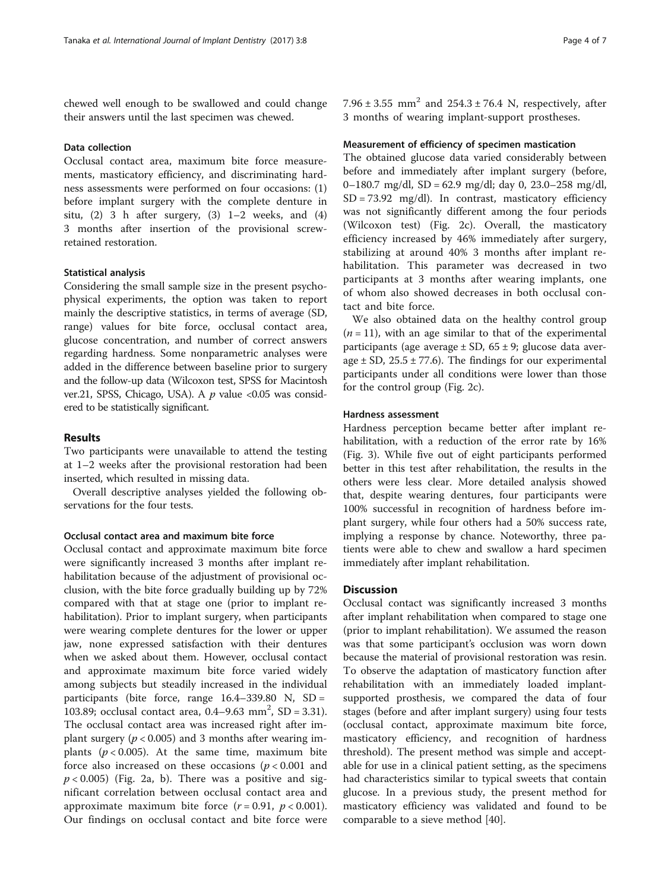chewed well enough to be swallowed and could change their answers until the last specimen was chewed.

### Data collection

Occlusal contact area, maximum bite force measurements, masticatory efficiency, and discriminating hardness assessments were performed on four occasions: (1) before implant surgery with the complete denture in situ, (2) 3 h after surgery, (3) 1–2 weeks, and (4) 3 months after insertion of the provisional screw-retained restoration.

### Statistical analysis

Considering the small sample size in the present psychophysical experiments, the option was taken to report mainly the descriptive statistics, in terms of average (SD, range) values for bite force, occlusal contact area, glucose concentration, and number of correct answers regarding hardness. Some nonparametric analyses were added in the difference between baseline prior to surgery and the follow-up data (Wilcoxon test, SPSS for Macintosh ver.21, SPSS, Chicago, USA). A $p$ value <0.05 was considered to be statistically significant.

## Results

Two participants were unavailable to attend the testing at 1–2 weeks after the provisional restoration had been inserted, which resulted in missing data.

Overall descriptive analyses yielded the following observations for the four tests.

### Occlusal contact area and maximum bite force

Occlusal contact and approximate maximum bite force were significantly increased 3 months after implant rehabilitation because of the adjustment of provisional occlusion, with the bite force gradually building up by 72% compared with that at stage one (prior to implant rehabilitation). Prior to implant surgery, when participants were wearing complete dentures for the lower or upper jaw, none expressed satisfaction with their dentures when we asked about them. However, occlusal contact and approximate maximum bite force varied widely among subjects but steadily increased in the individual participants (bite force, range 16.4–339.80 N, SD = 103.89; occlusal contact area, 0.4–9.63 mm$^2$, SD = 3.31). The occlusal contact area was increased right after implant surgery ($p < 0.005$) and 3 months after wearing implants ($p < 0.005$). At the same time, maximum bite force also increased on these occasions ($p < 0.001$ and $p < 0.005$) (Fig. 2a, b). There was a positive and significant correlation between occlusal contact area and approximate maximum bite force ($r = 0.91$, $p < 0.001$). Our findings on occlusal contact and bite force were 7.96 ± 3.55 mm$^2$ and 254.3 ± 76.4 N, respectively, after 3 months of wearing implant-support prostheses.

### Measurement of efficiency of specimen mastication

The obtained glucose data varied considerably between before and immediately after implant surgery (before, 0–180.7 mg/dl, SD = 62.9 mg/dl; day 0, 23.0–258 mg/dl, SD = 73.92 mg/dl). In contrast, masticatory efficiency was not significantly different among the four periods (Wilcoxon test) (Fig. 2c). Overall, the masticatory efficiency increased by 46% immediately after surgery, stabilizing at around 40% 3 months after implant rehabilitation. This parameter was decreased in two participants at 3 months after wearing implants, one of whom also showed decreases in both occlusal contact and bite force.

We also obtained data on the healthy control group ($n = 11$), with an age similar to that of the experimental participants (age average ± SD, 65 ± 9; glucose data average ± SD, 25.5 ± 77.6). The findings for our experimental participants under all conditions were lower than those for the control group (Fig. 2c).

### Hardness assessment

Hardness perception became better after implant rehabilitation, with a reduction of the error rate by 16% (Fig. 3). While five out of eight participants performed better in this test after rehabilitation, the results in the others were less clear. More detailed analysis showed that, despite wearing dentures, four participants were 100% successful in recognition of hardness before implant surgery, while four others had a 50% success rate, implying a response by chance. Noteworthy, three patients were able to chew and swallow a hard specimen immediately after implant rehabilitation.

## Discussion

Occlusal contact was significantly increased 3 months after implant rehabilitation when compared to stage one (prior to implant rehabilitation). We assumed the reason was that some participant's occlusion was worn down because the material of provisional restoration was resin. To observe the adaptation of masticatory function after rehabilitation with an immediately loaded implant-supported prosthesis, we compared the data of four stages (before and after implant surgery) using four tests (occlusal contact, approximate maximum bite force, masticatory efficiency, and recognition of hardness threshold). The present method was simple and acceptable for use in a clinical patient setting, as the specimens had characteristics similar to typical sweets that contain glucose. In a previous study, the present method for masticatory efficiency was validated and found to be comparable to a sieve method [40].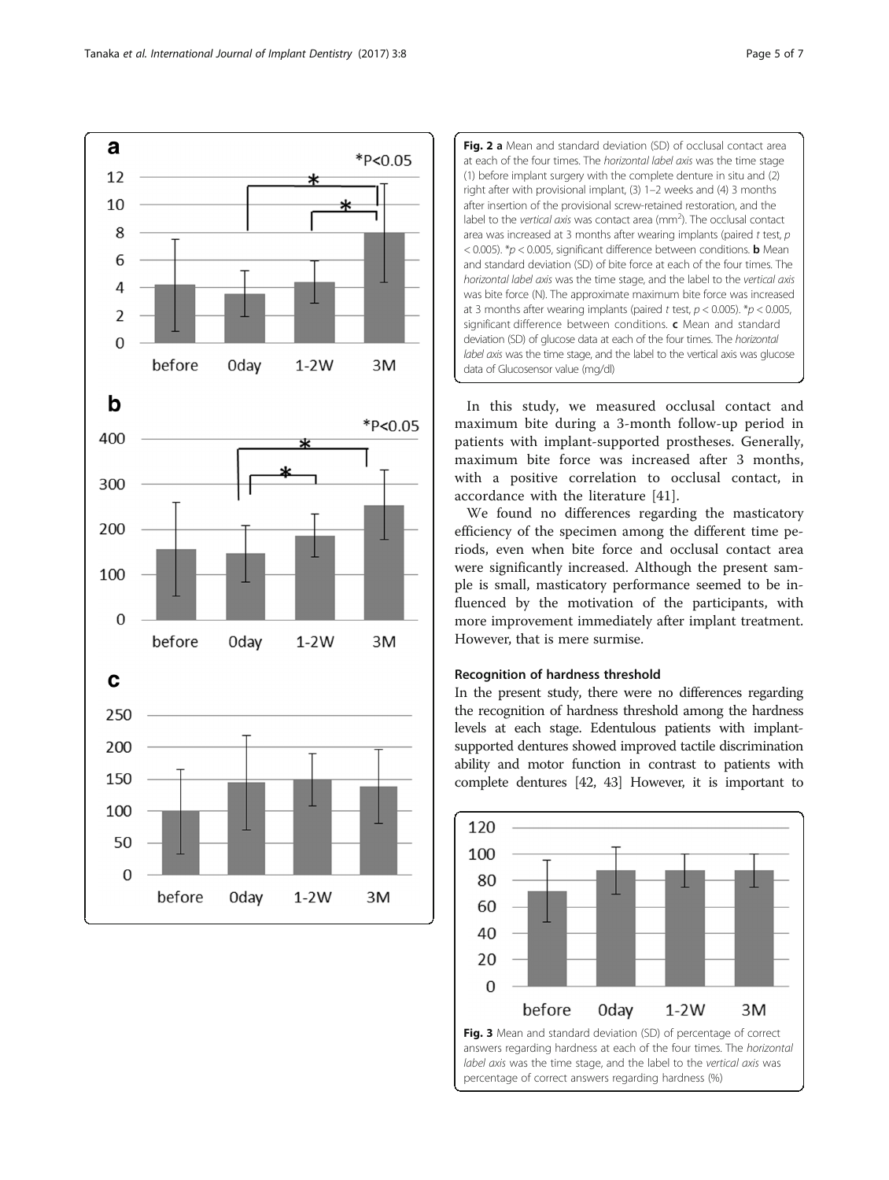**Fig. 2 a** Mean and standard deviation (SD) of occlusal contact area at each of the four times. The *horizontal label axis* was the time stage (1) before implant surgery with the complete denture in situ and (2) right after with provisional implant, (3) 1–2 weeks and (4) 3 months after insertion of the provisional screw-retained restoration, and the label to the *vertical axis* was contact area (mm$^2$). The occlusal contact area was increased at 3 months after wearing implants (paired *t* test, $p < 0.005$). *$p < 0.005$, significant difference between conditions. **b** Mean and standard deviation (SD) of bite force at each of the four times. The *horizontal label axis* was the time stage, and the label to the *vertical axis* was bite force (N). The approximate maximum bite force was increased at 3 months after wearing implants (paired *t* test, $p < 0.005$). *$p < 0.005$, significant difference between conditions. **c** Mean and standard deviation (SD) of glucose data at each of the four times. The *horizontal label axis* was the time stage, and the label to the vertical axis was glucose data of Glucosensor value (mg/dl)

In this study, we measured occlusal contact and maximum bite during a 3-month follow-up period in patients with implant-supported prostheses. Generally, maximum bite force was increased after 3 months, with a positive correlation to occlusal contact, in accordance with the literature [41].

We found no differences regarding the masticatory efficiency of the specimen among the different time periods, even when bite force and occlusal contact area were significantly increased. Although the present sample is small, masticatory performance seemed to be influenced by the motivation of the participants, with more improvement immediately after implant treatment. However, that is mere surmise.

#### Recognition of hardness threshold

In the present study, there were no differences regarding the recognition of hardness threshold among the hardness levels at each stage. Edentulous patients with implant-supported dentures showed improved tactile discrimination ability and motor function in contrast to patients with complete dentures [42, 43] However, it is important to

**Fig. 3** Mean and standard deviation (SD) of percentage of correct answers regarding hardness at each of the four times. The *horizontal label axis* was the time stage, and the label to the *vertical axis* was percentage of correct answers regarding hardness (%)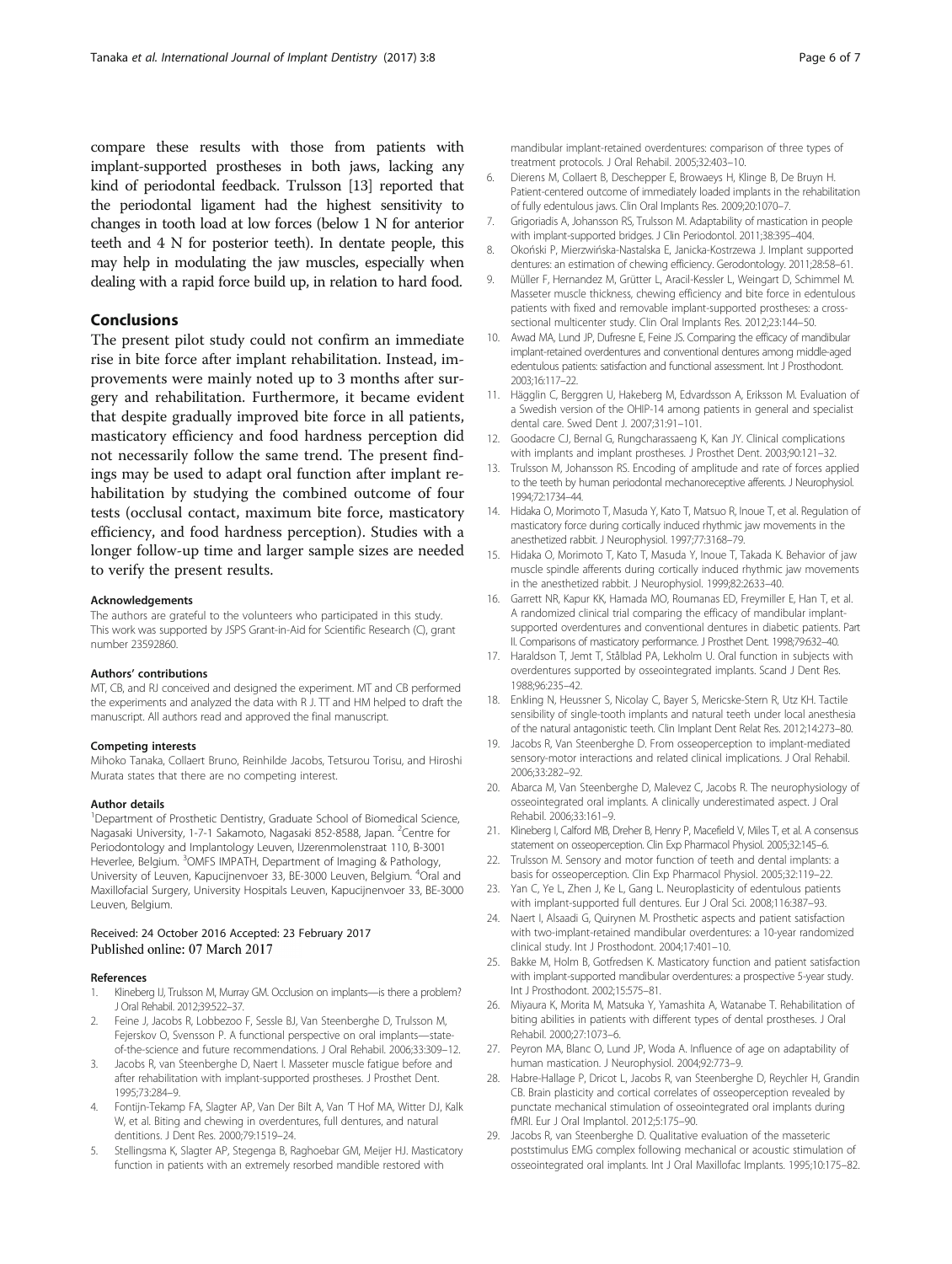compare these results with those from patients with implant-supported prostheses in both jaws, lacking any kind of periodontal feedback. Trulsson [13] reported that the periodontal ligament had the highest sensitivity to changes in tooth load at low forces (below 1 N for anterior teeth and 4 N for posterior teeth). In dentate people, this may help in modulating the jaw muscles, especially when dealing with a rapid force build up, in relation to hard food.

## Conclusions

The present pilot study could not confirm an immediate rise in bite force after implant rehabilitation. Instead, improvements were mainly noted up to 3 months after surgery and rehabilitation. Furthermore, it became evident that despite gradually improved bite force in all patients, masticatory efficiency and food hardness perception did not necessarily follow the same trend. The present findings may be used to adapt oral function after implant rehabilitation by studying the combined outcome of four tests (occlusal contact, maximum bite force, masticatory efficiency, and food hardness perception). Studies with a longer follow-up time and larger sample sizes are needed to verify the present results.

#### Acknowledgements

The authors are grateful to the volunteers who participated in this study. This work was supported by JSPS Grant-in-Aid for Scientific Research (C), grant number 23592860.

#### Authors' contributions

MT, CB, and RJ conceived and designed the experiment. MT and CB performed the experiments and analyzed the data with R J. TT and HM helped to draft the manuscript. All authors read and approved the final manuscript.

#### Competing interests

Mihoko Tanaka, Collaert Bruno, Reinhilde Jacobs, Tetsurou Torisu, and Hiroshi Murata states that there are no competing interest.

#### Author details

[1]Department of Prosthetic Dentistry, Graduate School of Biomedical Science, Nagasaki University, 1-7-1 Sakamoto, Nagasaki 852-8588, Japan. [2]Centre for Periodontology and Implantology Leuven, IJzerenmolenstraat 110, B-3001 Heverlee, Belgium. [3]OMFS IMPATH, Department of Imaging & Pathology, University of Leuven, Kapucijnenvoer 33, BE-3000 Leuven, Belgium. [4]Oral and Maxillofacial Surgery, University Hospitals Leuven, Kapucijnenvoer 33, BE-3000 Leuven, Belgium.

Received: 24 October 2016 Accepted: 23 February 2017
Published online: 07 March 2017

#### References

1. Klineberg IJ, Trulsson M, Murray GM. Occlusion on implants—is there a problem? J Oral Rehabil. 2012;39:522–37.
2. Feine J, Jacobs R, Lobbezoo F, Sessle BJ, Van Steenberghe D, Trulsson M, Fejerskov O, Svensson P. A functional perspective on oral implants—state-of-the-science and future recommendations. J Oral Rehabil. 2006;33:309–12.
3. Jacobs R, van Steenberghe D, Naert I. Masseter muscle fatigue before and after rehabilitation with implant-supported prostheses. J Prosthet Dent. 1995;73:284–9.
4. Fontijn-Tekamp FA, Slagter AP, Van Der Bilt A, Van 'T Hof MA, Witter DJ, Kalk W, et al. Biting and chewing in overdentures, full dentures, and natural dentitions. J Dent Res. 2000;79:1519–24.
5. Stellingsma K, Slagter AP, Stegenga B, Raghoebar GM, Meijer HJ. Masticatory function in patients with an extremely resorbed mandible restored with mandibular implant-retained overdentures: comparison of three types of treatment protocols. J Oral Rehabil. 2005;32:403–10.
6. Dierens M, Collaert B, Deschepper E, Browaeys H, Klinge B, De Bruyn H. Patient-centered outcome of immediately loaded implants in the rehabilitation of fully edentulous jaws. Clin Oral Implants Res. 2009;20:1070–7.
7. Grigoriadis A, Johansson RS, Trulsson M. Adaptability of mastication in people with implant-supported bridges. J Clin Periodontol. 2011;38:395–404.
8. Okoński P, Mierzwińska-Nastalska E, Janicka-Kostrzewa J. Implant supported dentures: an estimation of chewing efficiency. Gerodontology. 2011;28:58–61.
9. Müller F, Hernandez M, Grütter L, Aracil-Kessler L, Weingart D, Schimmel M. Masseter muscle thickness, chewing efficiency and bite force in edentulous patients with fixed and removable implant-supported prostheses: a cross-sectional multicenter study. Clin Oral Implants Res. 2012;23:144–50.
10. Awad MA, Lund JP, Dufresne E, Feine JS. Comparing the efficacy of mandibular implant-retained overdentures and conventional dentures among middle-aged edentulous patients: satisfaction and functional assessment. Int J Prosthodont. 2003;16:117–22.
11. Hägglin C, Berggren U, Hakeberg M, Edvardsson A, Eriksson M. Evaluation of a Swedish version of the OHIP-14 among patients in general and specialist dental care. Swed Dent J. 2007;31:91–101.
12. Goodacre CJ, Bernal G, Rungcharassaeng K, Kan JY. Clinical complications with implants and implant prostheses. J Prosthet Dent. 2003;90:121–32.
13. Trulsson M, Johansson RS. Encoding of amplitude and rate of forces applied to the teeth by human periodontal mechanoreceptive afferents. J Neurophysiol. 1994;72:1734–44.
14. Hidaka O, Morimoto T, Masuda Y, Kato T, Matsuo R, Inoue T, et al. Regulation of masticatory force during cortically induced rhythmic jaw movements in the anesthetized rabbit. J Neurophysiol. 1997;77:3168–79.
15. Hidaka O, Morimoto T, Kato T, Masuda Y, Inoue T, Takada K. Behavior of jaw muscle spindle afferents during cortically induced rhythmic jaw movements in the anesthetized rabbit. J Neurophysiol. 1999;82:2633–40.
16. Garrett NR, Kapur KK, Hamada MO, Roumanas ED, Freymiller E, Han T, et al. A randomized clinical trial comparing the efficacy of mandibular implant-supported overdentures and conventional dentures in diabetic patients. Part II. Comparisons of masticatory performance. J Prosthet Dent. 1998;79:632–40.
17. Haraldson T, Jemt T, Stålblad PA, Lekholm U. Oral function in subjects with overdentures supported by osseointegrated implants. Scand J Dent Res. 1988;96:235–42.
18. Enkling N, Heussner S, Nicolay C, Bayer S, Mericske-Stern R, Utz KH. Tactile sensibility of single-tooth implants and natural teeth under local anesthesia of the natural antagonistic teeth. Clin Implant Dent Relat Res. 2012;14:273–80.
19. Jacobs R, Van Steenberghe D. From osseoperception to implant-mediated sensory-motor interactions and related clinical implications. J Oral Rehabil. 2006;33:282–92.
20. Abarca M, Van Steenberghe D, Malevez C, Jacobs R. The neurophysiology of osseointegrated oral implants. A clinically underestimated aspect. J Oral Rehabil. 2006;33:161–9.
21. Klineberg I, Calford MB, Dreher B, Henry P, Macefield V, Miles T, et al. A consensus statement on osseoperception. Clin Exp Pharmacol Physiol. 2005;32:145–6.
22. Trulsson M. Sensory and motor function of teeth and dental implants: a basis for osseoperception. Clin Exp Pharmacol Physiol. 2005;32:119–22.
23. Yan C, Ye L, Zhen J, Ke L, Gang L. Neuroplasticity of edentulous patients with implant-supported full dentures. Eur J Oral Sci. 2008;116:387–93.
24. Naert I, Alsaadi G, Quirynen M. Prosthetic aspects and patient satisfaction with two-implant-retained mandibular overdentures: a 10-year randomized clinical study. Int J Prosthodont. 2004;17:401–10.
25. Bakke M, Holm B, Gotfredsen K. Masticatory function and patient satisfaction with implant-supported mandibular overdentures: a prospective 5-year study. Int J Prosthodont. 2002;15:575–81.
26. Miyaura K, Morita M, Matsuka Y, Yamashita A, Watanabe T. Rehabilitation of biting abilities in patients with different types of dental prostheses. J Oral Rehabil. 2000;27:1073–6.
27. Peyron MA, Blanc O, Lund JP, Woda A. Influence of age on adaptability of human mastication. J Neurophysiol. 2004;92:773–9.
28. Habre-Hallage P, Dricot L, Jacobs R, van Steenberghe D, Reychler H, Grandin CB. Brain plasticity and cortical correlates of osseoperception revealed by punctate mechanical stimulation of osseointegrated oral implants during fMRI. Eur J Oral Implantol. 2012;5:175–90.
29. Jacobs R, van Steenberghe D. Qualitative evaluation of the masseteric poststimulus EMG complex following mechanical or acoustic stimulation of osseointegrated oral implants. Int J Oral Maxillofac Implants. 1995;10:175–82.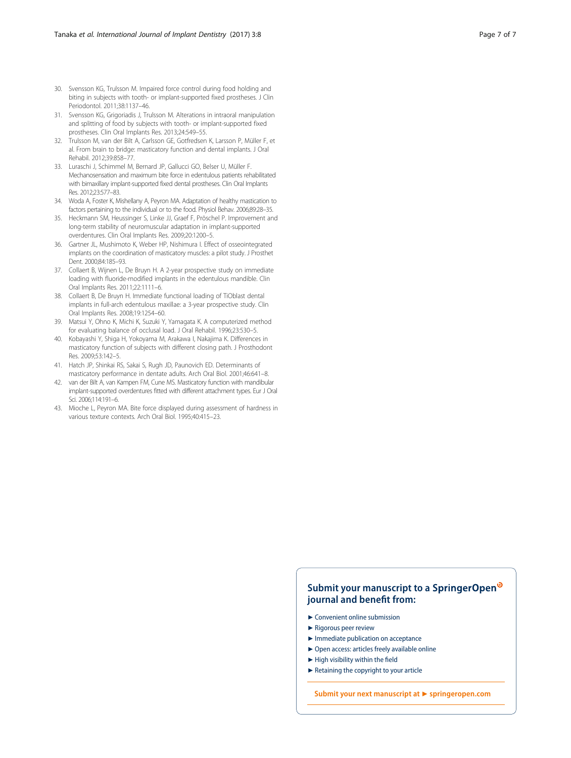30. Svensson KG, Trulsson M. Impaired force control during food holding and biting in subjects with tooth- or implant-supported fixed prostheses. J Clin Periodontol. 2011;38:1137–46.
31. Svensson KG, Grigoriadis J, Trulsson M. Alterations in intraoral manipulation and splitting of food by subjects with tooth- or implant-supported fixed prostheses. Clin Oral Implants Res. 2013;24:549–55.
32. Trulsson M, van der Bilt A, Carlsson GE, Gotfredsen K, Larsson P, Müller F, et al. From brain to bridge: masticatory function and dental implants. J Oral Rehabil. 2012;39:858–77.
33. Luraschi J, Schimmel M, Bernard JP, Gallucci GO, Belser U, Müller F. Mechanosensation and maximum bite force in edentulous patients rehabilitated with bimaxillary implant-supported fixed dental prostheses. Clin Oral Implants Res. 2012;23:577–83.
34. Woda A, Foster K, Mishellany A, Peyron MA. Adaptation of healthy mastication to factors pertaining to the individual or to the food. Physiol Behav. 2006;89:28–35.
35. Heckmann SM, Heussinger S, Linke JJ, Graef F, Pröschel P. Improvement and long-term stability of neuromuscular adaptation in implant-supported overdentures. Clin Oral Implants Res. 2009;20:1200–5.
36. Gartner JL, Mushimoto K, Weber HP, Nishimura I. Effect of osseointegrated implants on the coordination of masticatory muscles: a pilot study. J Prosthet Dent. 2000;84:185–93.
37. Collaert B, Wijnen L, De Bruyn H. A 2-year prospective study on immediate loading with fluoride-modified implants in the edentulous mandible. Clin Oral Implants Res. 2011;22:1111–6.
38. Collaert B, De Bruyn H. Immediate functional loading of TiOblast dental implants in full-arch edentulous maxillae: a 3-year prospective study. Clin Oral Implants Res. 2008;19:1254–60.
39. Matsui Y, Ohno K, Michi K, Suzuki Y, Yamagata K. A computerized method for evaluating balance of occlusal load. J Oral Rehabil. 1996;23:530–5.
40. Kobayashi Y, Shiga H, Yokoyama M, Arakawa I, Nakajima K. Differences in masticatory function of subjects with different closing path. J Prosthodont Res. 2009;53:142–5.
41. Hatch JP, Shinkai RS, Sakai S, Rugh JD, Paunovich ED. Determinants of masticatory performance in dentate adults. Arch Oral Biol. 2001;46:641–8.
42. van der Bilt A, van Kampen FM, Cune MS. Masticatory function with mandibular implant-supported overdentures fitted with different attachment types. Eur J Oral Sci. 2006;114:191–6.
43. Mioche L, Peyron MA. Bite force displayed during assessment of hardness in various texture contexts. Arch Oral Biol. 1995;40:415–23.

**Submit your manuscript to a SpringerOpen journal and benefit from:**

- ► Convenient online submission
- ► Rigorous peer review
- ► Immediate publication on acceptance
- ► Open access: articles freely available online
- ► High visibility within the field
- ► Retaining the copyright to your article

**Submit your next manuscript at ► springeropen.com**